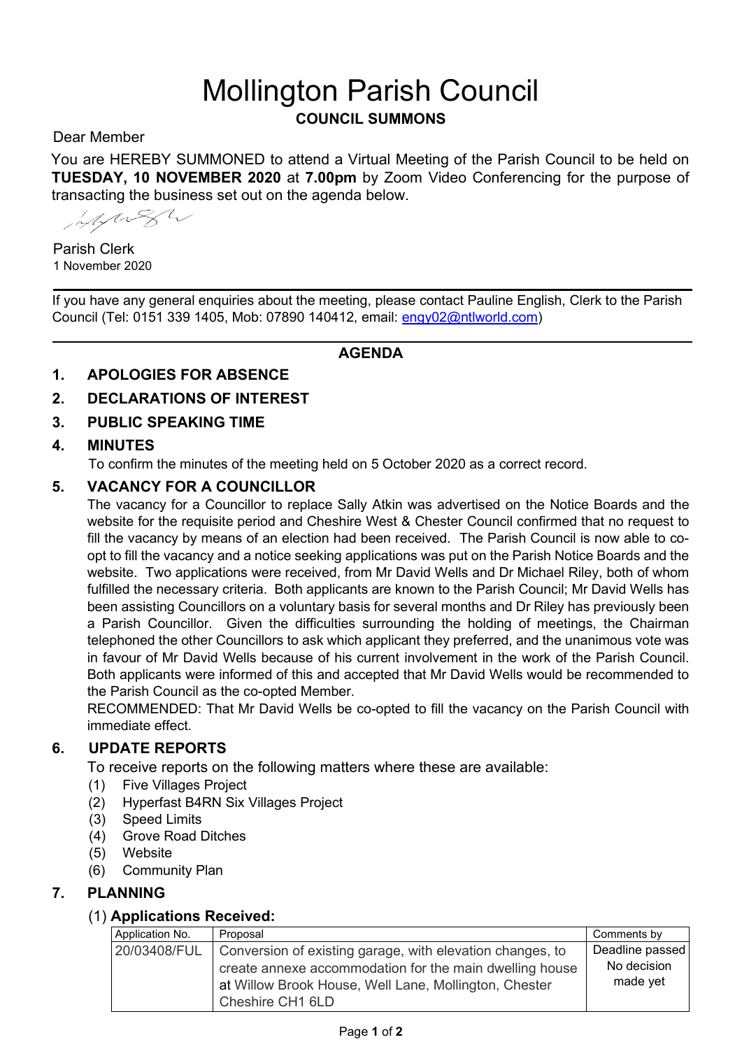# Mollington Parish Council

**COUNCIL SUMMONS**

Dear Member

You are HEREBY SUMMONED to attend a Virtual Meeting of the Parish Council to be held on **TUESDAY, 10 NOVEMBER 2020** at **7.00pm** by Zoom Video Conferencing for the purpose of transacting the business set out on the agenda below.

Parish Clerk
1 November 2020

---

If you have any general enquiries about the meeting, please contact Pauline English, Clerk to the Parish Council (Tel: 0151 339 1405, Mob: 07890 140412, email: engy02@ntlworld.com)

---

**AGENDA**

**1. APOLOGIES FOR ABSENCE**

**2. DECLARATIONS OF INTEREST**

**3. PUBLIC SPEAKING TIME**

**4. MINUTES**

To confirm the minutes of the meeting held on 5 October 2020 as a correct record.

**5. VACANCY FOR A COUNCILLOR**

The vacancy for a Councillor to replace Sally Atkin was advertised on the Notice Boards and the website for the requisite period and Cheshire West & Chester Council confirmed that no request to fill the vacancy by means of an election had been received. The Parish Council is now able to co-opt to fill the vacancy and a notice seeking applications was put on the Parish Notice Boards and the website. Two applications were received, from Mr David Wells and Dr Michael Riley, both of whom fulfilled the necessary criteria. Both applicants are known to the Parish Council; Mr David Wells has been assisting Councillors on a voluntary basis for several months and Dr Riley has previously been a Parish Councillor. Given the difficulties surrounding the holding of meetings, the Chairman telephoned the other Councillors to ask which applicant they preferred, and the unanimous vote was in favour of Mr David Wells because of his current involvement in the work of the Parish Council. Both applicants were informed of this and accepted that Mr David Wells would be recommended to the Parish Council as the co-opted Member.

RECOMMENDED: That Mr David Wells be co-opted to fill the vacancy on the Parish Council with immediate effect.

**6. UPDATE REPORTS**

To receive reports on the following matters where these are available:

(1) Five Villages Project
(2) Hyperfast B4RN Six Villages Project
(3) Speed Limits
(4) Grove Road Ditches
(5) Website
(6) Community Plan

**7. PLANNING**

(1) **Applications Received:**

| Application No. | Proposal | Comments by |
|---|---|---|
| 20/03408/FUL | Conversion of existing garage, with elevation changes, to create annexe accommodation for the main dwelling house at Willow Brook House, Well Lane, Mollington, Chester Cheshire CH1 6LD | Deadline passed No decision made yet |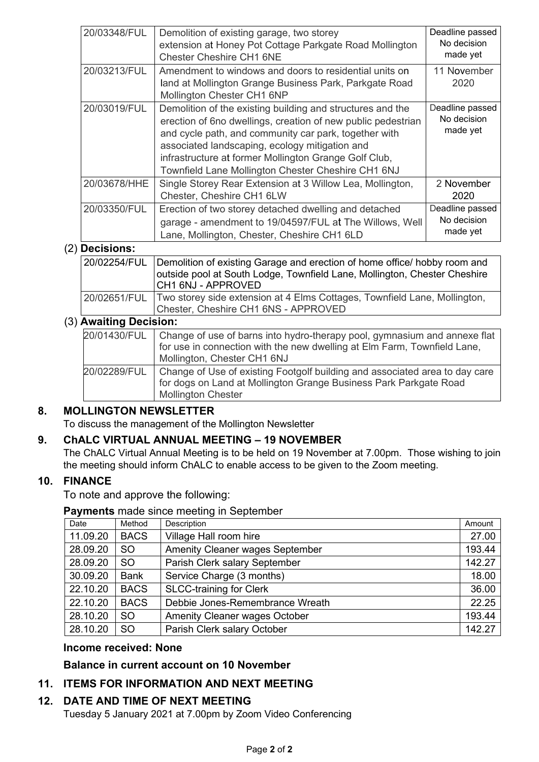| | | |
|---|---|---|
| 20/03348/FUL | Demolition of existing garage, two storey extension at Honey Pot Cottage Parkgate Road Mollington Chester Cheshire CH1 6NE | Deadline passed No decision made yet |
| 20/03213/FUL | Amendment to windows and doors to residential units on land at Mollington Grange Business Park, Parkgate Road Mollington Chester CH1 6NP | 11 November 2020 |
| 20/03019/FUL | Demolition of the existing building and structures and the erection of 6no dwellings, creation of new public pedestrian and cycle path, and community car park, together with associated landscaping, ecology mitigation and infrastructure at former Mollington Grange Golf Club, Townfield Lane Mollington Chester Cheshire CH1 6NJ | Deadline passed No decision made yet |
| 20/03678/HHE | Single Storey Rear Extension at 3 Willow Lea, Mollington, Chester, Cheshire CH1 6LW | 2 November 2020 |
| 20/03350/FUL | Erection of two storey detached dwelling and detached garage - amendment to 19/04597/FUL at The Willows, Well Lane, Mollington, Chester, Cheshire CH1 6LD | Deadline passed No decision made yet |

(2) **Decisions:**

| | |
|---|---|
| 20/02254/FUL | Demolition of existing Garage and erection of home office/ hobby room and outside pool at South Lodge, Townfield Lane, Mollington, Chester Cheshire CH1 6NJ - APPROVED |
| 20/02651/FUL | Two storey side extension at 4 Elms Cottages, Townfield Lane, Mollington, Chester, Cheshire CH1 6NS - APPROVED |

(3) **Awaiting Decision:**

| | |
|---|---|
| 20/01430/FUL | Change of use of barns into hydro-therapy pool, gymnasium and annexe flat for use in connection with the new dwelling at Elm Farm, Townfield Lane, Mollington, Chester CH1 6NJ |
| 20/02289/FUL | Change of Use of existing Footgolf building and associated area to day care for dogs on Land at Mollington Grange Business Park Parkgate Road Mollington Chester |

## 8. MOLLINGTON NEWSLETTER

To discuss the management of the Mollington Newsletter

## 9. ChALC VIRTUAL ANNUAL MEETING – 19 NOVEMBER

The ChALC Virtual Annual Meeting is to be held on 19 November at 7.00pm. Those wishing to join the meeting should inform ChALC to enable access to be given to the Zoom meeting.

## 10. FINANCE

To note and approve the following:

**Payments** made since meeting in September

| Date | Method | Description | Amount |
|---|---|---|---|
| 11.09.20 | BACS | Village Hall room hire | 27.00 |
| 28.09.20 | SO | Amenity Cleaner wages September | 193.44 |
| 28.09.20 | SO | Parish Clerk salary September | 142.27 |
| 30.09.20 | Bank | Service Charge (3 months) | 18.00 |
| 22.10.20 | BACS | SLCC-training for Clerk | 36.00 |
| 22.10.20 | BACS | Debbie Jones-Remembrance Wreath | 22.25 |
| 28.10.20 | SO | Amenity Cleaner wages October | 193.44 |
| 28.10.20 | SO | Parish Clerk salary October | 142.27 |

**Income received: None**

**Balance in current account on 10 November**

## 11. ITEMS FOR INFORMATION AND NEXT MEETING

## 12. DATE AND TIME OF NEXT MEETING

Tuesday 5 January 2021 at 7.00pm by Zoom Video Conferencing